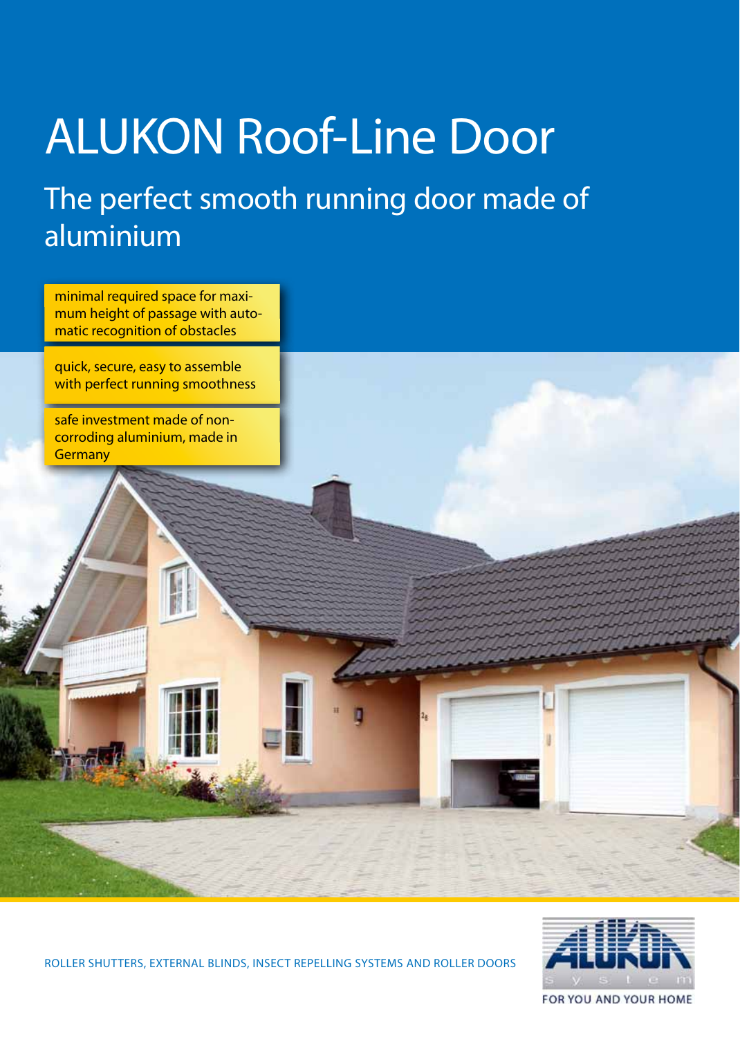# ALUKON Roof-Line Door

## The perfect smooth running door made of aluminium

- minimal required space for maximum height of passage with automatic recognition of obstacles
- quick, secure, easy to assemble with perfect running smoothness
- safe investment made of non-corroding aluminium, made in Germany

ROLLER SHUTTERS, EXTERNAL BLINDS, INSECT REPELLING SYSTEMS AND ROLLER DOORS

ALUKON system

FOR YOU AND YOUR HOME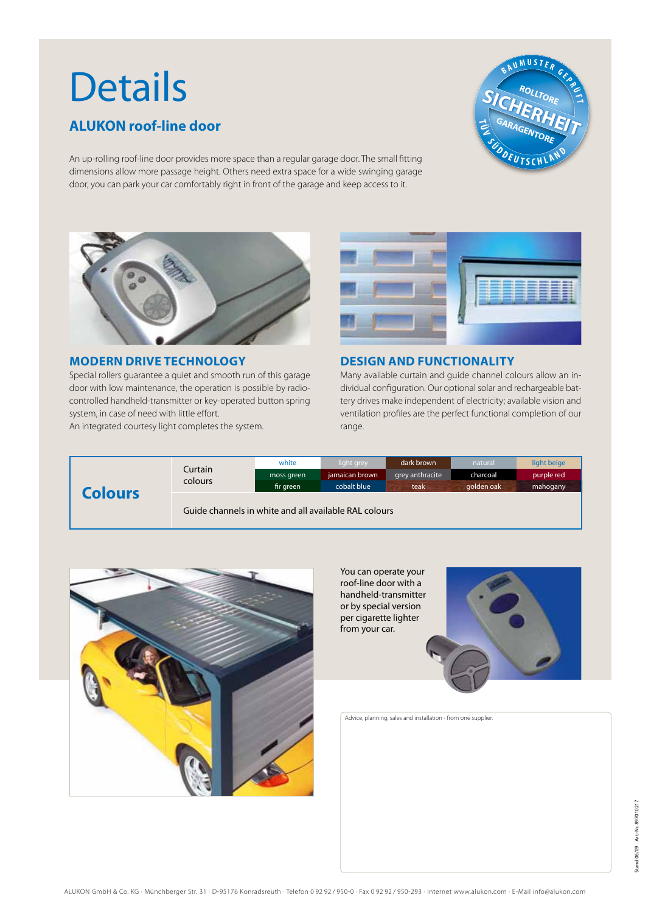# Details

## ALUKON roof-line door

An up-rolling roof-line door provides more space than a regular garage door. The small fitting dimensions allow more passage height. Others need extra space for a wide swinging garage door, you can park your car comfortably right in front of the garage and keep access to it.

BAUMUSTER GEPRÜFT
ROLLTORE
SICHERHEIT
GARAGENTORE
TÜV SÜDDEUTSCHLAND

### MODERN DRIVE TECHNOLOGY

Special rollers guarantee a quiet and smooth run of this garage door with low maintenance, the operation is possible by radio-controlled handheld-transmitter or key-operated button spring system, in case of need with little effort.
An integrated courtesy light completes the system.

### DESIGN AND FUNCTIONALITY

Many available curtain and guide channel colours allow an individual configuration. Our optional solar and rechargeable battery drives make independent of electricity; available vision and ventilation profiles are the perfect functional completion of our range.

| | | | | | | |
|---|---|---|---|---|---|---|
| **Colours** | Curtain colours | white | light grey | dark brown | natural | light beige |
| | | moss green | jamaican brown | grey anthracite | charcoal | purple red |
| | | fir green | cobalt blue | teak | golden oak | mahogany |
| | Guide channels in white and all available RAL colours | | | | | |

You can operate your roof-line door with a handheld-transmitter or by special version per cigarette lighter from your car.

Advice, planning, sales and installation - from one supplier.

Stand 06/09 · Art.-Nr. 897010217

ALUKON GmbH & Co. KG · Münchberger Str. 31 · D-95176 Konradsreuth · Telefon 0 92 92 / 950-0 · Fax 0 92 92 / 950-293 · Internet www.alukon.com · E-Mail info@alukon.com